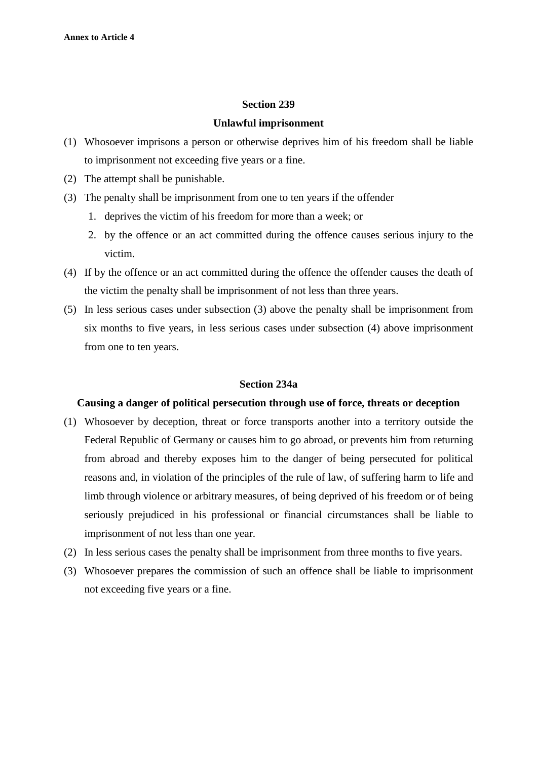Annex to Article 4

## Section 239

## Unlawful imprisonment

(1) Whosoever imprisons a person or otherwise deprives him of his freedom shall be liable to imprisonment not exceeding five years or a fine.

(2) The attempt shall be punishable.

(3) The penalty shall be imprisonment from one to ten years if the offender

1. deprives the victim of his freedom for more than a week; or
2. by the offence or an act committed during the offence causes serious injury to the victim.

(4) If by the offence or an act committed during the offence the offender causes the death of the victim the penalty shall be imprisonment of not less than three years.

(5) In less serious cases under subsection (3) above the penalty shall be imprisonment from six months to five years, in less serious cases under subsection (4) above imprisonment from one to ten years.

## Section 234a

## Causing a danger of political persecution through use of force, threats or deception

(1) Whosoever by deception, threat or force transports another into a territory outside the Federal Republic of Germany or causes him to go abroad, or prevents him from returning from abroad and thereby exposes him to the danger of being persecuted for political reasons and, in violation of the principles of the rule of law, of suffering harm to life and limb through violence or arbitrary measures, of being deprived of his freedom or of being seriously prejudiced in his professional or financial circumstances shall be liable to imprisonment of not less than one year.

(2) In less serious cases the penalty shall be imprisonment from three months to five years.

(3) Whosoever prepares the commission of such an offence shall be liable to imprisonment not exceeding five years or a fine.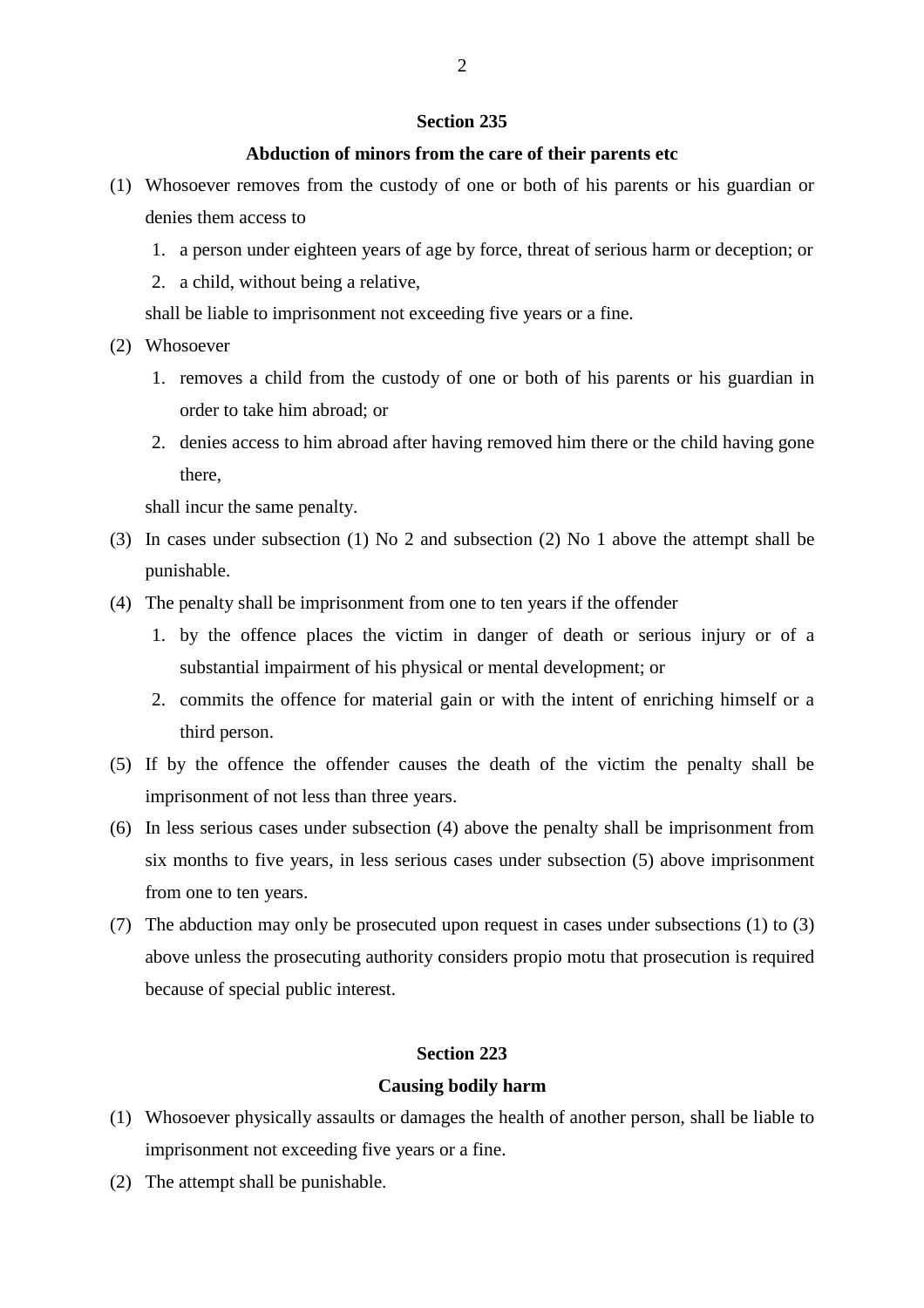## Section 235

### Abduction of minors from the care of their parents etc

(1) Whosoever removes from the custody of one or both of his parents or his guardian or denies them access to

1. a person under eighteen years of age by force, threat of serious harm or deception; or
2. a child, without being a relative,

shall be liable to imprisonment not exceeding five years or a fine.

(2) Whosoever

1. removes a child from the custody of one or both of his parents or his guardian in order to take him abroad; or
2. denies access to him abroad after having removed him there or the child having gone there,

shall incur the same penalty.

(3) In cases under subsection (1) No 2 and subsection (2) No 1 above the attempt shall be punishable.

(4) The penalty shall be imprisonment from one to ten years if the offender

1. by the offence places the victim in danger of death or serious injury or of a substantial impairment of his physical or mental development; or
2. commits the offence for material gain or with the intent of enriching himself or a third person.

(5) If by the offence the offender causes the death of the victim the penalty shall be imprisonment of not less than three years.

(6) In less serious cases under subsection (4) above the penalty shall be imprisonment from six months to five years, in less serious cases under subsection (5) above imprisonment from one to ten years.

(7) The abduction may only be prosecuted upon request in cases under subsections (1) to (3) above unless the prosecuting authority considers propio motu that prosecution is required because of special public interest.

## Section 223

### Causing bodily harm

(1) Whosoever physically assaults or damages the health of another person, shall be liable to imprisonment not exceeding five years or a fine.

(2) The attempt shall be punishable.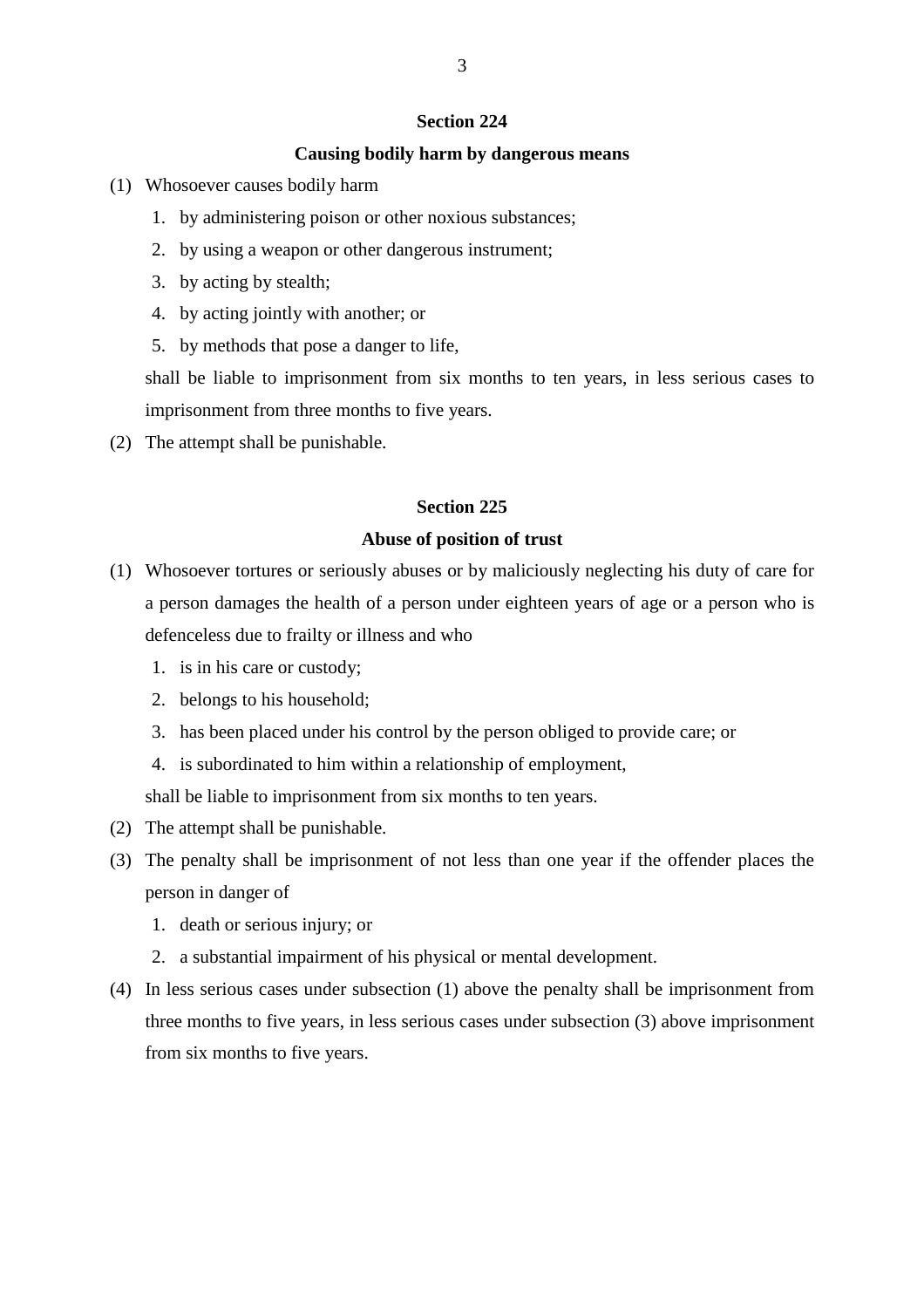## Section 224

### Causing bodily harm by dangerous means

(1) Whosoever causes bodily harm

1. by administering poison or other noxious substances;
2. by using a weapon or other dangerous instrument;
3. by acting by stealth;
4. by acting jointly with another; or
5. by methods that pose a danger to life,

shall be liable to imprisonment from six months to ten years, in less serious cases to imprisonment from three months to five years.

(2) The attempt shall be punishable.

## Section 225

### Abuse of position of trust

(1) Whosoever tortures or seriously abuses or by maliciously neglecting his duty of care for a person damages the health of a person under eighteen years of age or a person who is defenceless due to frailty or illness and who

1. is in his care or custody;
2. belongs to his household;
3. has been placed under his control by the person obliged to provide care; or
4. is subordinated to him within a relationship of employment,

shall be liable to imprisonment from six months to ten years.

(2) The attempt shall be punishable.

(3) The penalty shall be imprisonment of not less than one year if the offender places the person in danger of

1. death or serious injury; or
2. a substantial impairment of his physical or mental development.

(4) In less serious cases under subsection (1) above the penalty shall be imprisonment from three months to five years, in less serious cases under subsection (3) above imprisonment from six months to five years.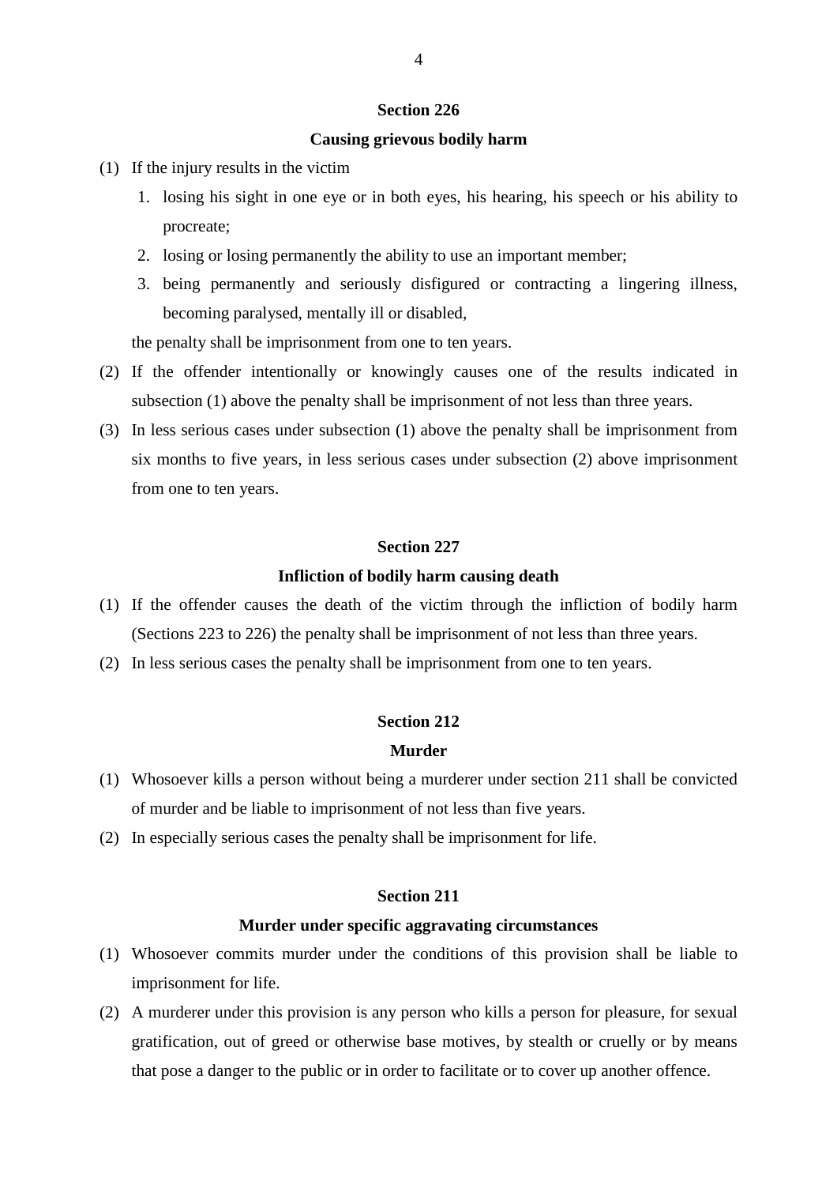## Section 226

### Causing grievous bodily harm

(1) If the injury results in the victim

1. losing his sight in one eye or in both eyes, his hearing, his speech or his ability to procreate;
2. losing or losing permanently the ability to use an important member;
3. being permanently and seriously disfigured or contracting a lingering illness, becoming paralysed, mentally ill or disabled,

the penalty shall be imprisonment from one to ten years.

(2) If the offender intentionally or knowingly causes one of the results indicated in subsection (1) above the penalty shall be imprisonment of not less than three years.

(3) In less serious cases under subsection (1) above the penalty shall be imprisonment from six months to five years, in less serious cases under subsection (2) above imprisonment from one to ten years.

## Section 227

### Infliction of bodily harm causing death

(1) If the offender causes the death of the victim through the infliction of bodily harm (Sections 223 to 226) the penalty shall be imprisonment of not less than three years.

(2) In less serious cases the penalty shall be imprisonment from one to ten years.

## Section 212

### Murder

(1) Whosoever kills a person without being a murderer under section 211 shall be convicted of murder and be liable to imprisonment of not less than five years.

(2) In especially serious cases the penalty shall be imprisonment for life.

## Section 211

### Murder under specific aggravating circumstances

(1) Whosoever commits murder under the conditions of this provision shall be liable to imprisonment for life.

(2) A murderer under this provision is any person who kills a person for pleasure, for sexual gratification, out of greed or otherwise base motives, by stealth or cruelly or by means that pose a danger to the public or in order to facilitate or to cover up another offence.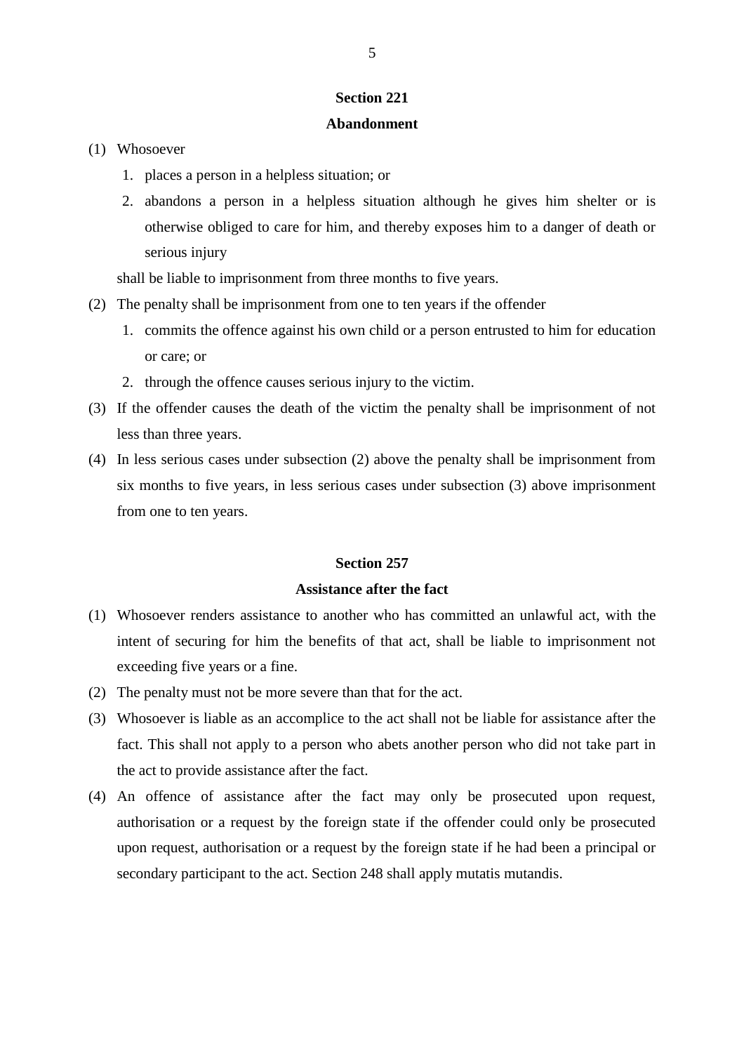## Section 221

## Abandonment

(1) Whosoever

1. places a person in a helpless situation; or
2. abandons a person in a helpless situation although he gives him shelter or is otherwise obliged to care for him, and thereby exposes him to a danger of death or serious injury

shall be liable to imprisonment from three months to five years.

(2) The penalty shall be imprisonment from one to ten years if the offender

1. commits the offence against his own child or a person entrusted to him for education or care; or
2. through the offence causes serious injury to the victim.

(3) If the offender causes the death of the victim the penalty shall be imprisonment of not less than three years.

(4) In less serious cases under subsection (2) above the penalty shall be imprisonment from six months to five years, in less serious cases under subsection (3) above imprisonment from one to ten years.

## Section 257

## Assistance after the fact

(1) Whosoever renders assistance to another who has committed an unlawful act, with the intent of securing for him the benefits of that act, shall be liable to imprisonment not exceeding five years or a fine.

(2) The penalty must not be more severe than that for the act.

(3) Whosoever is liable as an accomplice to the act shall not be liable for assistance after the fact. This shall not apply to a person who abets another person who did not take part in the act to provide assistance after the fact.

(4) An offence of assistance after the fact may only be prosecuted upon request, authorisation or a request by the foreign state if the offender could only be prosecuted upon request, authorisation or a request by the foreign state if he had been a principal or secondary participant to the act. Section 248 shall apply mutatis mutandis.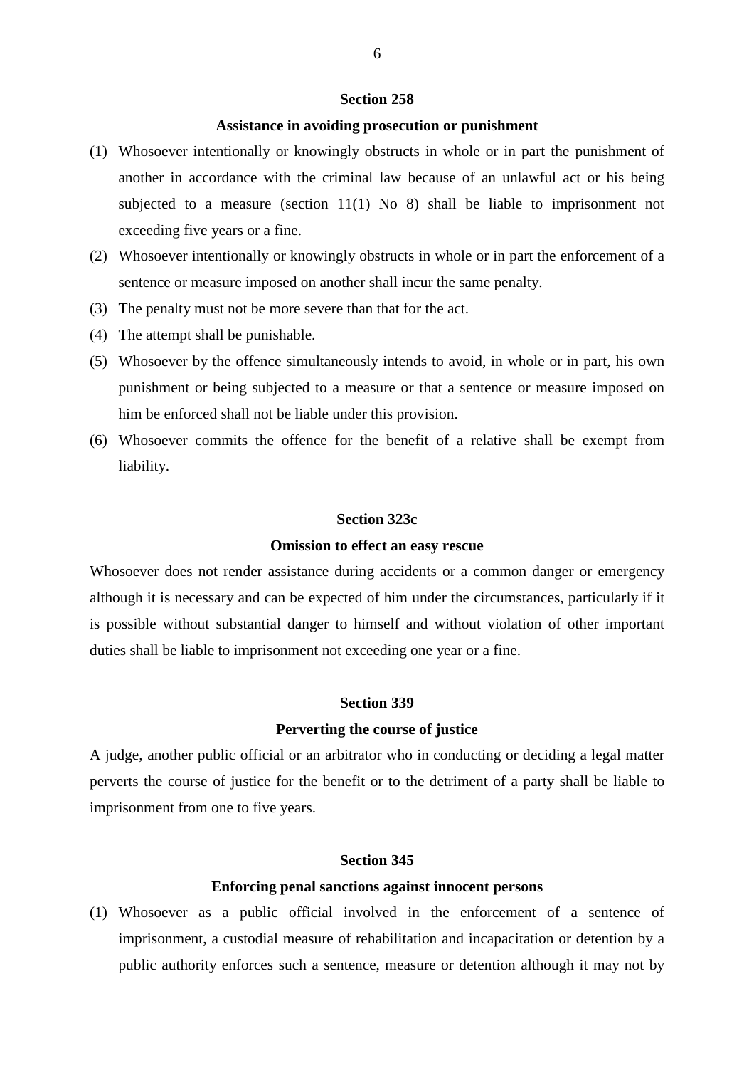## Section 258

### Assistance in avoiding prosecution or punishment

(1) Whosoever intentionally or knowingly obstructs in whole or in part the punishment of another in accordance with the criminal law because of an unlawful act or his being subjected to a measure (section 11(1) No 8) shall be liable to imprisonment not exceeding five years or a fine.

(2) Whosoever intentionally or knowingly obstructs in whole or in part the enforcement of a sentence or measure imposed on another shall incur the same penalty.

(3) The penalty must not be more severe than that for the act.

(4) The attempt shall be punishable.

(5) Whosoever by the offence simultaneously intends to avoid, in whole or in part, his own punishment or being subjected to a measure or that a sentence or measure imposed on him be enforced shall not be liable under this provision.

(6) Whosoever commits the offence for the benefit of a relative shall be exempt from liability.

## Section 323c

### Omission to effect an easy rescue

Whosoever does not render assistance during accidents or a common danger or emergency although it is necessary and can be expected of him under the circumstances, particularly if it is possible without substantial danger to himself and without violation of other important duties shall be liable to imprisonment not exceeding one year or a fine.

## Section 339

### Perverting the course of justice

A judge, another public official or an arbitrator who in conducting or deciding a legal matter perverts the course of justice for the benefit or to the detriment of a party shall be liable to imprisonment from one to five years.

## Section 345

### Enforcing penal sanctions against innocent persons

(1) Whosoever as a public official involved in the enforcement of a sentence of imprisonment, a custodial measure of rehabilitation and incapacitation or detention by a public authority enforces such a sentence, measure or detention although it may not by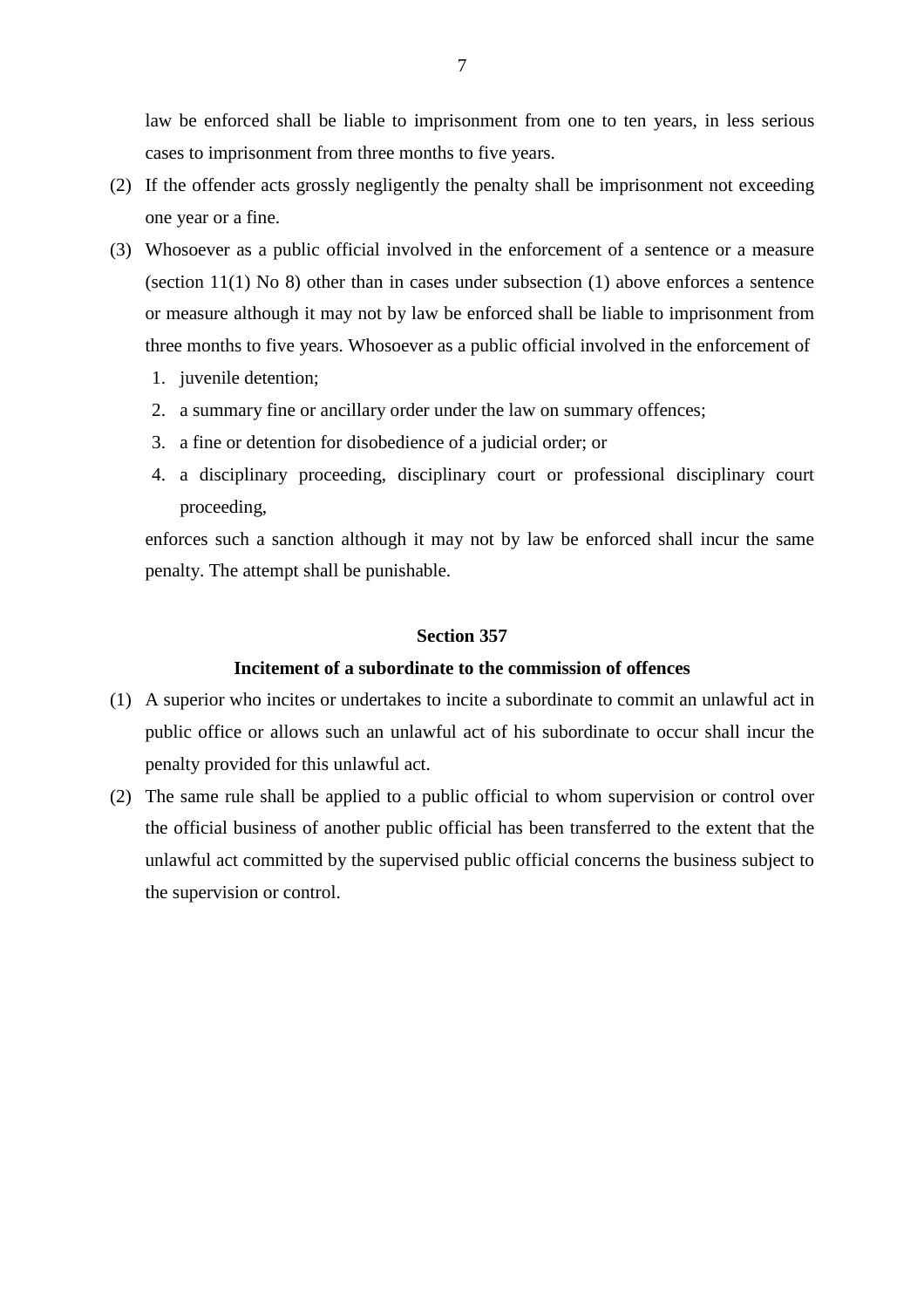law be enforced shall be liable to imprisonment from one to ten years, in less serious cases to imprisonment from three months to five years.

(2) If the offender acts grossly negligently the penalty shall be imprisonment not exceeding one year or a fine.

(3) Whosoever as a public official involved in the enforcement of a sentence or a measure (section 11(1) No 8) other than in cases under subsection (1) above enforces a sentence or measure although it may not by law be enforced shall be liable to imprisonment from three months to five years. Whosoever as a public official involved in the enforcement of

1. juvenile detention;
2. a summary fine or ancillary order under the law on summary offences;
3. a fine or detention for disobedience of a judicial order; or
4. a disciplinary proceeding, disciplinary court or professional disciplinary court proceeding,

enforces such a sanction although it may not by law be enforced shall incur the same penalty. The attempt shall be punishable.

### Section 357

### Incitement of a subordinate to the commission of offences

(1) A superior who incites or undertakes to incite a subordinate to commit an unlawful act in public office or allows such an unlawful act of his subordinate to occur shall incur the penalty provided for this unlawful act.

(2) The same rule shall be applied to a public official to whom supervision or control over the official business of another public official has been transferred to the extent that the unlawful act committed by the supervised public official concerns the business subject to the supervision or control.